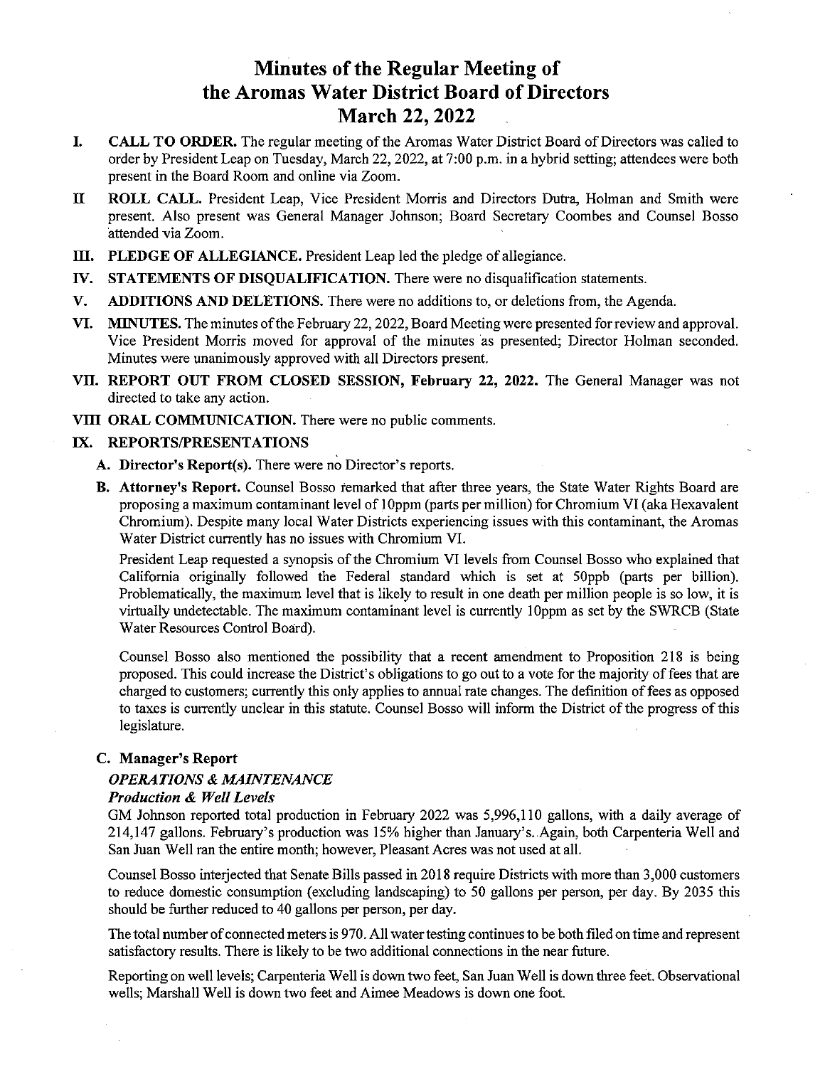# Minutes of the Regular Meeting of the Aromas Water District Board of Directors March 22, 2022

**I. CALL TO ORDER.** The regular meeting of the Aromas Water District Board of Directors was called to order by President Leap on Tuesday, March 22, 2022, at 7:00 p.m. in a hybrid setting; attendees were both present in the Board Room and online via Zoom.

**II ROLL CALL.** President Leap, Vice President Morris and Directors Dutra, Holman and Smith were present. Also present was General Manager Johnson; Board Secretary Coombes and Counsel Bosso attended via Zoom.

**III. PLEDGE OF ALLEGIANCE.** President Leap led the pledge of allegiance.

**IV. STATEMENTS OF DISQUALIFICATION.** There were no disqualification statements.

**V. ADDITIONS AND DELETIONS.** There were no additions to, or deletions from, the Agenda.

**VI. MINUTES.** The minutes of the February 22, 2022, Board Meeting were presented for review and approval. Vice President Morris moved for approval of the minutes as presented; Director Holman seconded. Minutes were unanimously approved with all Directors present.

**VII. REPORT OUT FROM CLOSED SESSION, February 22, 2022.** The General Manager was not directed to take any action.

**VIII ORAL COMMUNICATION.** There were no public comments.

**IX. REPORTS/PRESENTATIONS**

**A. Director's Report(s).** There were no Director's reports.

**B. Attorney's Report.** Counsel Bosso remarked that after three years, the State Water Rights Board are proposing a maximum contaminant level of 10ppm (parts per million) for Chromium VI (aka Hexavalent Chromium). Despite many local Water Districts experiencing issues with this contaminant, the Aromas Water District currently has no issues with Chromium VI.

President Leap requested a synopsis of the Chromium VI levels from Counsel Bosso who explained that California originally followed the Federal standard which is set at 50ppb (parts per billion). Problematically, the maximum level that is likely to result in one death per million people is so low, it is virtually undetectable. The maximum contaminant level is currently 10ppm as set by the SWRCB (State Water Resources Control Board).

Counsel Bosso also mentioned the possibility that a recent amendment to Proposition 218 is being proposed. This could increase the District's obligations to go out to a vote for the majority of fees that are charged to customers; currently this only applies to annual rate changes. The definition of fees as opposed to taxes is currently unclear in this statute. Counsel Bosso will inform the District of the progress of this legislature.

**C. Manager's Report**

***OPERATIONS & MAINTENANCE***

***Production & Well Levels***

GM Johnson reported total production in February 2022 was 5,996,110 gallons, with a daily average of 214,147 gallons. February's production was 15% higher than January's. Again, both Carpenteria Well and San Juan Well ran the entire month; however, Pleasant Acres was not used at all.

Counsel Bosso interjected that Senate Bills passed in 2018 require Districts with more than 3,000 customers to reduce domestic consumption (excluding landscaping) to 50 gallons per person, per day. By 2035 this should be further reduced to 40 gallons per person, per day.

The total number of connected meters is 970. All water testing continues to be both filed on time and represent satisfactory results. There is likely to be two additional connections in the near future.

Reporting on well levels; Carpenteria Well is down two feet, San Juan Well is down three feet. Observational wells; Marshall Well is down two feet and Aimee Meadows is down one foot.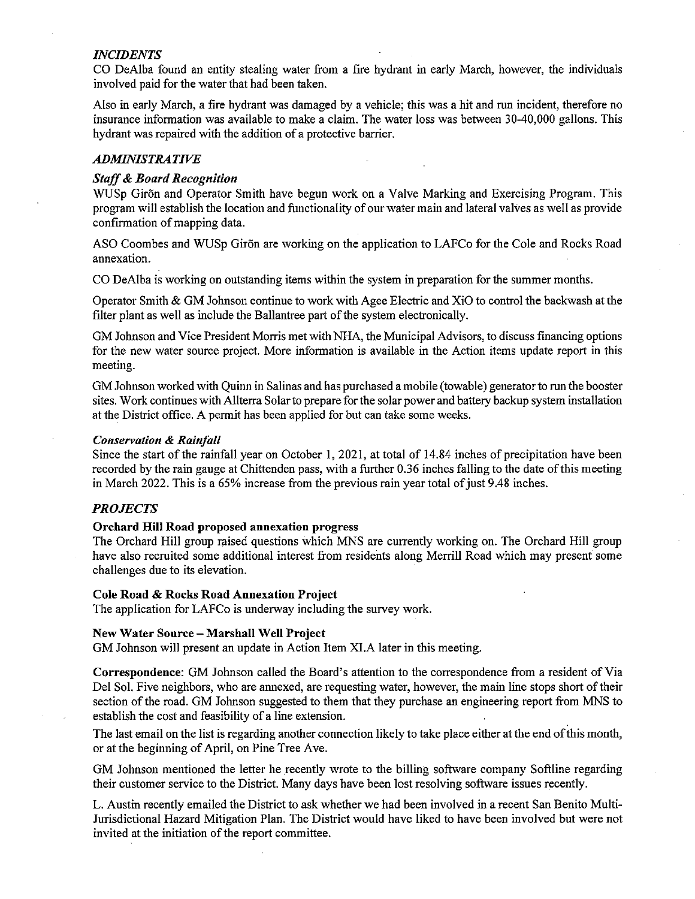### *INCIDENTS*

CO DeAlba found an entity stealing water from a fire hydrant in early March, however, the individuals involved paid for the water that had been taken.

Also in early March, a fire hydrant was damaged by a vehicle; this was a hit and run incident, therefore no insurance information was available to make a claim. The water loss was between 30-40,000 gallons. This hydrant was repaired with the addition of a protective barrier.

### *ADMINISTRATIVE*

#### ***Staff & Board Recognition***

WUSp Girõn and Operator Smith have begun work on a Valve Marking and Exercising Program. This program will establish the location and functionality of our water main and lateral valves as well as provide confirmation of mapping data.

ASO Coombes and WUSp Girõn are working on the application to LAFCo for the Cole and Rocks Road annexation.

CO DeAlba is working on outstanding items within the system in preparation for the summer months.

Operator Smith & GM Johnson continue to work with Agee Electric and XiO to control the backwash at the filter plant as well as include the Ballantree part of the system electronically.

GM Johnson and Vice President Morris met with NHA, the Municipal Advisors, to discuss financing options for the new water source project. More information is available in the Action items update report in this meeting.

GM Johnson worked with Quinn in Salinas and has purchased a mobile (towable) generator to run the booster sites. Work continues with Allterra Solar to prepare for the solar power and battery backup system installation at the District office. A permit has been applied for but can take some weeks.

#### ***Conservation & Rainfall***

Since the start of the rainfall year on October 1, 2021, at total of 14.84 inches of precipitation have been recorded by the rain gauge at Chittenden pass, with a further 0.36 inches falling to the date of this meeting in March 2022. This is a 65% increase from the previous rain year total of just 9.48 inches.

### *PROJECTS*

#### **Orchard Hill Road proposed annexation progress**

The Orchard Hill group raised questions which MNS are currently working on. The Orchard Hill group have also recruited some additional interest from residents along Merrill Road which may present some challenges due to its elevation.

#### **Cole Road & Rocks Road Annexation Project**

The application for LAFCo is underway including the survey work.

#### **New Water Source – Marshall Well Project**

GM Johnson will present an update in Action Item XI.A later in this meeting.

**Correspondence**: GM Johnson called the Board's attention to the correspondence from a resident of Via Del Sol. Five neighbors, who are annexed, are requesting water, however, the main line stops short of their section of the road. GM Johnson suggested to them that they purchase an engineering report from MNS to establish the cost and feasibility of a line extension.

The last email on the list is regarding another connection likely to take place either at the end of this month, or at the beginning of April, on Pine Tree Ave.

GM Johnson mentioned the letter he recently wrote to the billing software company Softline regarding their customer service to the District. Many days have been lost resolving software issues recently.

L. Austin recently emailed the District to ask whether we had been involved in a recent San Benito Multi-Jurisdictional Hazard Mitigation Plan. The District would have liked to have been involved but were not invited at the initiation of the report committee.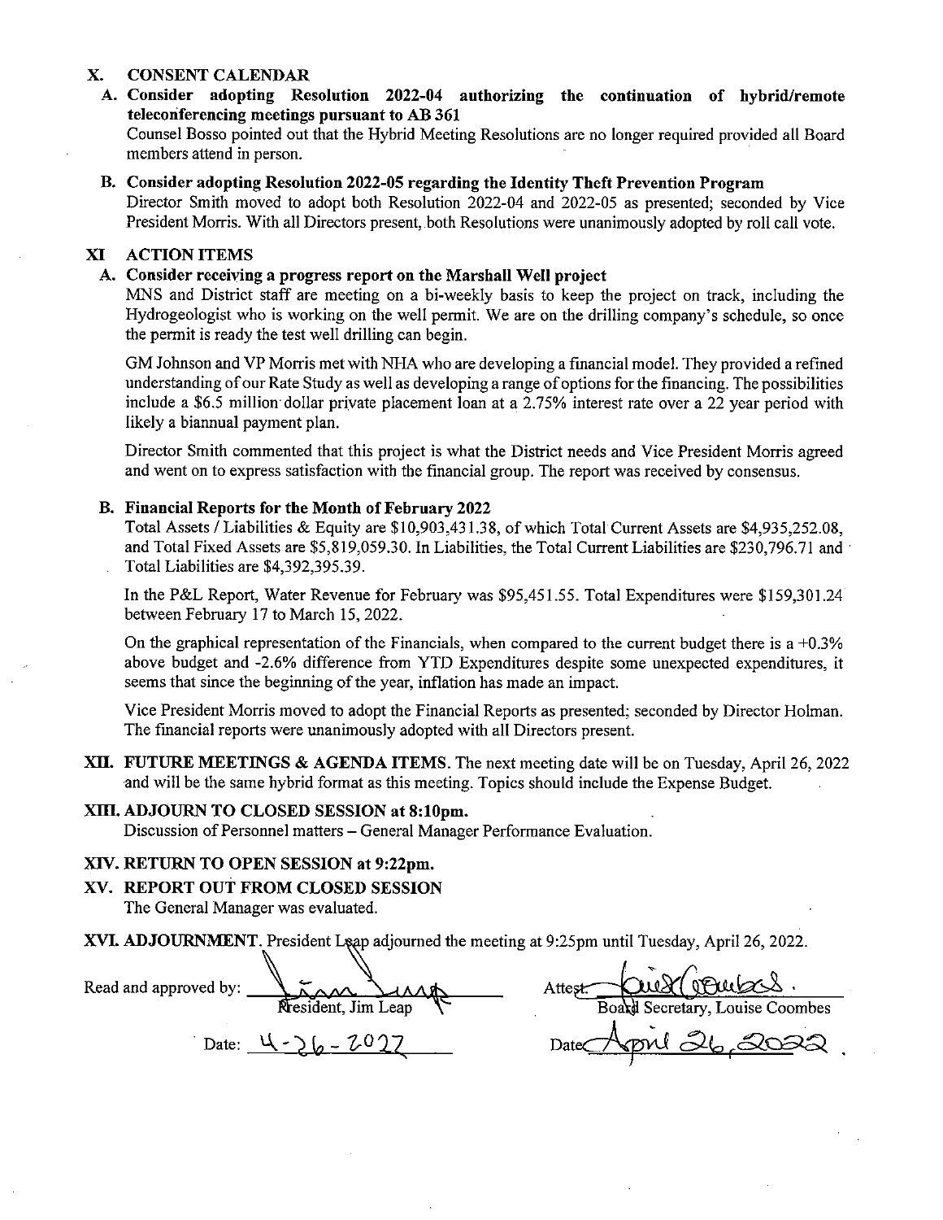## X. CONSENT CALENDAR

**A. Consider adopting Resolution 2022-04 authorizing the continuation of hybrid/remote teleconferencing meetings pursuant to AB 361**

Counsel Bosso pointed out that the Hybrid Meeting Resolutions are no longer required provided all Board members attend in person.

**B. Consider adopting Resolution 2022-05 regarding the Identity Theft Prevention Program**

Director Smith moved to adopt both Resolution 2022-04 and 2022-05 as presented; seconded by Vice President Morris. With all Directors present, both Resolutions were unanimously adopted by roll call vote.

## XI ACTION ITEMS

**A. Consider receiving a progress report on the Marshall Well project**

MNS and District staff are meeting on a bi-weekly basis to keep the project on track, including the Hydrogeologist who is working on the well permit. We are on the drilling company's schedule, so once the permit is ready the test well drilling can begin.

GM Johnson and VP Morris met with NHA who are developing a financial model. They provided a refined understanding of our Rate Study as well as developing a range of options for the financing. The possibilities include a $6.5 million dollar private placement loan at a 2.75% interest rate over a 22 year period with likely a biannual payment plan.

Director Smith commented that this project is what the District needs and Vice President Morris agreed and went on to express satisfaction with the financial group. The report was received by consensus.

**B. Financial Reports for the Month of February 2022**

Total Assets / Liabilities & Equity are $10,903,431.38, of which Total Current Assets are $4,935,252.08, and Total Fixed Assets are $5,819,059.30. In Liabilities, the Total Current Liabilities are $230,796.71 and Total Liabilities are $4,392,395.39.

In the P&L Report, Water Revenue for February was $95,451.55. Total Expenditures were $159,301.24 between February 17 to March 15, 2022.

On the graphical representation of the Financials, when compared to the current budget there is a +0.3% above budget and -2.6% difference from YTD Expenditures despite some unexpected expenditures, it seems that since the beginning of the year, inflation has made an impact.

Vice President Morris moved to adopt the Financial Reports as presented; seconded by Director Holman. The financial reports were unanimously adopted with all Directors present.

## XII. FUTURE MEETINGS & AGENDA ITEMS.

The next meeting date will be on Tuesday, April 26, 2022 and will be the same hybrid format as this meeting. Topics should include the Expense Budget.

## XIII. ADJOURN TO CLOSED SESSION at 8:10pm.

Discussion of Personnel matters – General Manager Performance Evaluation.

## XIV. RETURN TO OPEN SESSION at 9:22pm.

## XV. REPORT OUT FROM CLOSED SESSION

The General Manager was evaluated.

## XVI. ADJOURNMENT.

President Leap adjourned the meeting at 9:25pm until Tuesday, April 26, 2022.

Read and approved by: ______________________
President, Jim Leap

Date: 4-26-2022

Attest: ______________________
Board Secretary, Louise Coombes

Date: April 26, 2022